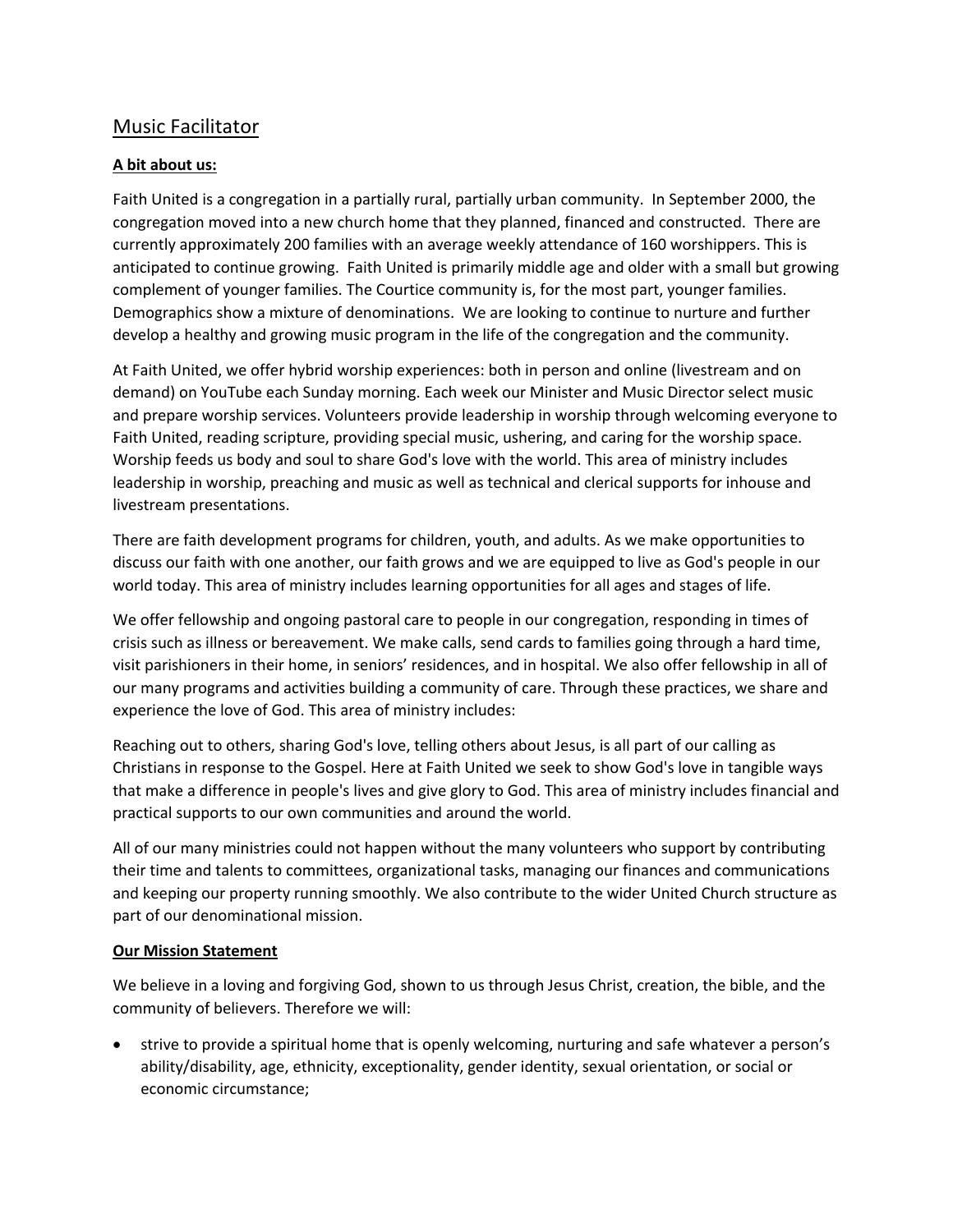# Music Facilitator

**A bit about us:**

Faith United is a congregation in a partially rural, partially urban community. In September 2000, the congregation moved into a new church home that they planned, financed and constructed. There are currently approximately 200 families with an average weekly attendance of 160 worshippers. This is anticipated to continue growing. Faith United is primarily middle age and older with a small but growing complement of younger families. The Courtice community is, for the most part, younger families. Demographics show a mixture of denominations. We are looking to continue to nurture and further develop a healthy and growing music program in the life of the congregation and the community.

At Faith United, we offer hybrid worship experiences: both in person and online (livestream and on demand) on YouTube each Sunday morning. Each week our Minister and Music Director select music and prepare worship services. Volunteers provide leadership in worship through welcoming everyone to Faith United, reading scripture, providing special music, ushering, and caring for the worship space. Worship feeds us body and soul to share God's love with the world. This area of ministry includes leadership in worship, preaching and music as well as technical and clerical supports for inhouse and livestream presentations.

There are faith development programs for children, youth, and adults. As we make opportunities to discuss our faith with one another, our faith grows and we are equipped to live as God's people in our world today. This area of ministry includes learning opportunities for all ages and stages of life.

We offer fellowship and ongoing pastoral care to people in our congregation, responding in times of crisis such as illness or bereavement. We make calls, send cards to families going through a hard time, visit parishioners in their home, in seniors' residences, and in hospital. We also offer fellowship in all of our many programs and activities building a community of care. Through these practices, we share and experience the love of God. This area of ministry includes:

Reaching out to others, sharing God's love, telling others about Jesus, is all part of our calling as Christians in response to the Gospel. Here at Faith United we seek to show God's love in tangible ways that make a difference in people's lives and give glory to God. This area of ministry includes financial and practical supports to our own communities and around the world.

All of our many ministries could not happen without the many volunteers who support by contributing their time and talents to committees, organizational tasks, managing our finances and communications and keeping our property running smoothly. We also contribute to the wider United Church structure as part of our denominational mission.

**Our Mission Statement**

We believe in a loving and forgiving God, shown to us through Jesus Christ, creation, the bible, and the community of believers. Therefore we will:

- strive to provide a spiritual home that is openly welcoming, nurturing and safe whatever a person's ability/disability, age, ethnicity, exceptionality, gender identity, sexual orientation, or social or economic circumstance;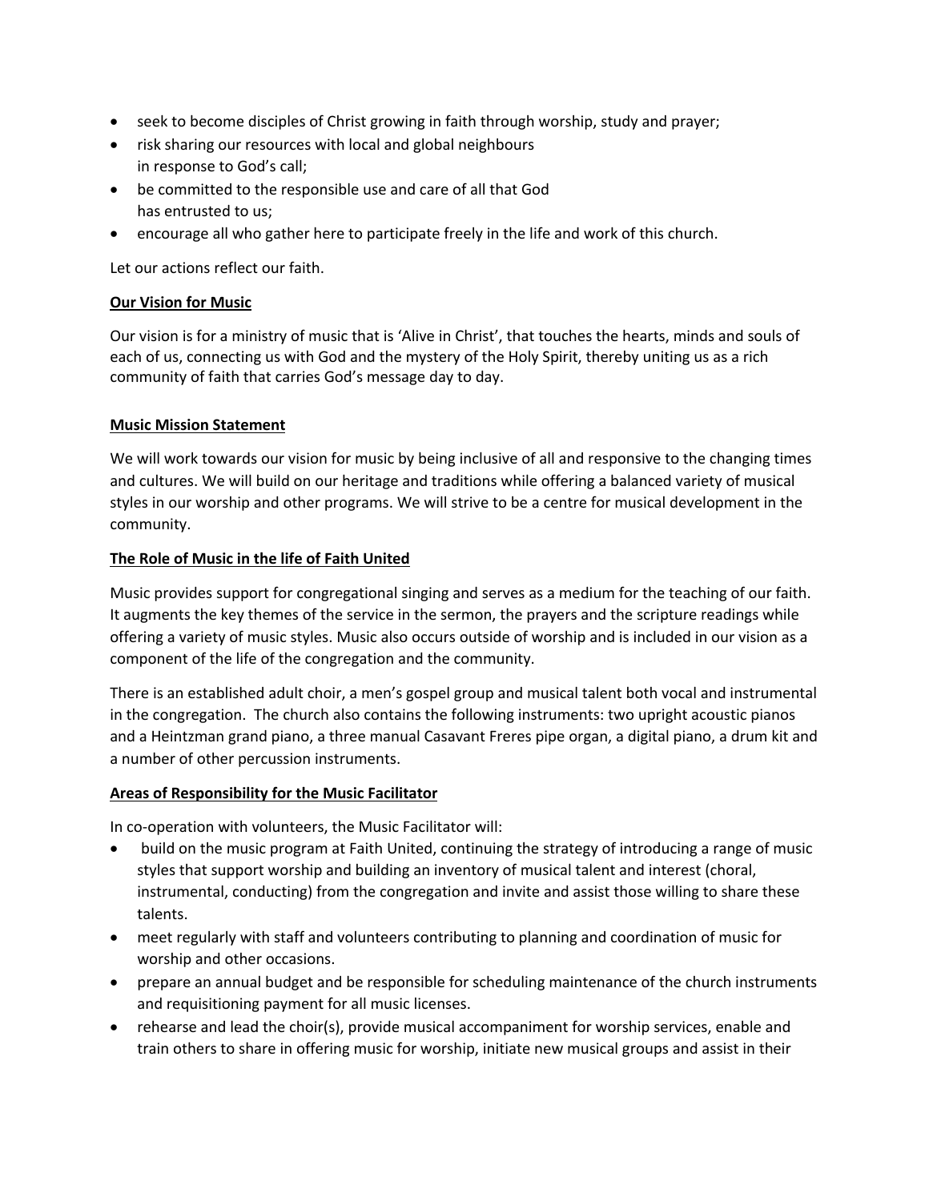- seek to become disciples of Christ growing in faith through worship, study and prayer;
- risk sharing our resources with local and global neighbours in response to God's call;
- be committed to the responsible use and care of all that God has entrusted to us;
- encourage all who gather here to participate freely in the life and work of this church.

Let our actions reflect our faith.

## Our Vision for Music

Our vision is for a ministry of music that is 'Alive in Christ', that touches the hearts, minds and souls of each of us, connecting us with God and the mystery of the Holy Spirit, thereby uniting us as a rich community of faith that carries God's message day to day.

## Music Mission Statement

We will work towards our vision for music by being inclusive of all and responsive to the changing times and cultures. We will build on our heritage and traditions while offering a balanced variety of musical styles in our worship and other programs. We will strive to be a centre for musical development in the community.

## The Role of Music in the life of Faith United

Music provides support for congregational singing and serves as a medium for the teaching of our faith. It augments the key themes of the service in the sermon, the prayers and the scripture readings while offering a variety of music styles. Music also occurs outside of worship and is included in our vision as a component of the life of the congregation and the community.

There is an established adult choir, a men's gospel group and musical talent both vocal and instrumental in the congregation. The church also contains the following instruments: two upright acoustic pianos and a Heintzman grand piano, a three manual Casavant Freres pipe organ, a digital piano, a drum kit and a number of other percussion instruments.

## Areas of Responsibility for the Music Facilitator

In co-operation with volunteers, the Music Facilitator will:

- build on the music program at Faith United, continuing the strategy of introducing a range of music styles that support worship and building an inventory of musical talent and interest (choral, instrumental, conducting) from the congregation and invite and assist those willing to share these talents.
- meet regularly with staff and volunteers contributing to planning and coordination of music for worship and other occasions.
- prepare an annual budget and be responsible for scheduling maintenance of the church instruments and requisitioning payment for all music licenses.
- rehearse and lead the choir(s), provide musical accompaniment for worship services, enable and train others to share in offering music for worship, initiate new musical groups and assist in their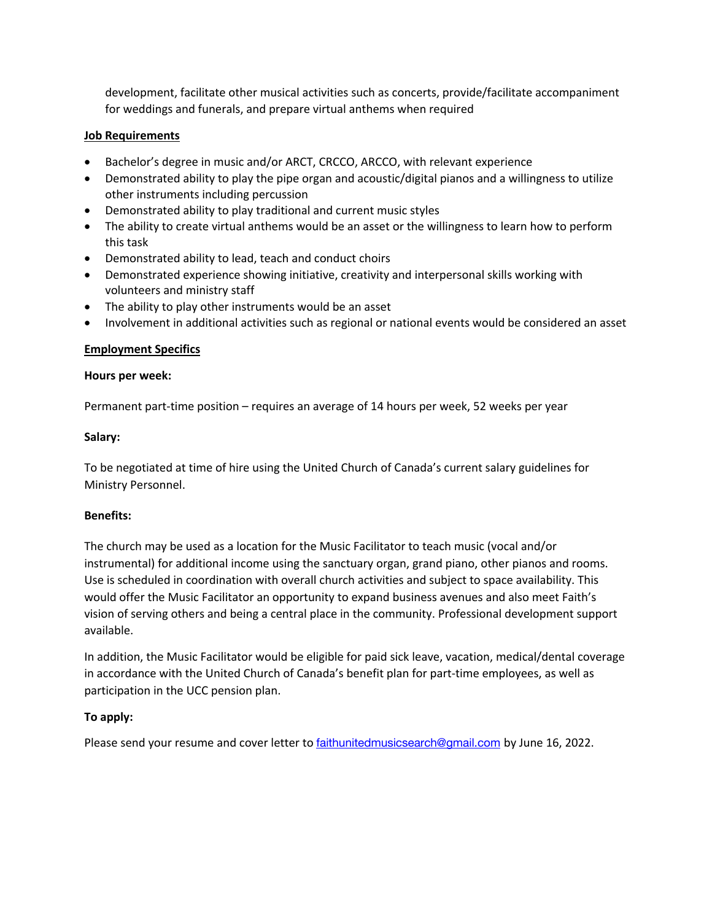development, facilitate other musical activities such as concerts, provide/facilitate accompaniment for weddings and funerals, and prepare virtual anthems when required

**Job Requirements**

- Bachelor's degree in music and/or ARCT, CRCCO, ARCCO, with relevant experience
- Demonstrated ability to play the pipe organ and acoustic/digital pianos and a willingness to utilize other instruments including percussion
- Demonstrated ability to play traditional and current music styles
- The ability to create virtual anthems would be an asset or the willingness to learn how to perform this task
- Demonstrated ability to lead, teach and conduct choirs
- Demonstrated experience showing initiative, creativity and interpersonal skills working with volunteers and ministry staff
- The ability to play other instruments would be an asset
- Involvement in additional activities such as regional or national events would be considered an asset

**Employment Specifics**

**Hours per week:**

Permanent part-time position – requires an average of 14 hours per week, 52 weeks per year

**Salary:**

To be negotiated at time of hire using the United Church of Canada's current salary guidelines for Ministry Personnel.

**Benefits:**

The church may be used as a location for the Music Facilitator to teach music (vocal and/or instrumental) for additional income using the sanctuary organ, grand piano, other pianos and rooms. Use is scheduled in coordination with overall church activities and subject to space availability. This would offer the Music Facilitator an opportunity to expand business avenues and also meet Faith's vision of serving others and being a central place in the community. Professional development support available.

In addition, the Music Facilitator would be eligible for paid sick leave, vacation, medical/dental coverage in accordance with the United Church of Canada's benefit plan for part-time employees, as well as participation in the UCC pension plan.

**To apply:**

Please send your resume and cover letter to faithunitedmusicsearch@gmail.com by June 16, 2022.